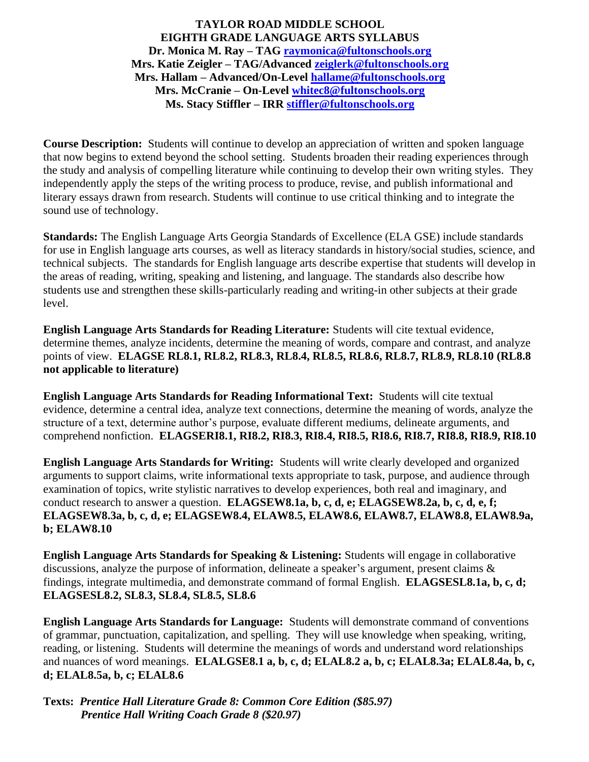**TAYLOR ROAD MIDDLE SCHOOL**
**EIGHTH GRADE LANGUAGE ARTS SYLLABUS**
**Dr. Monica M. Ray – TAG raymonica@fultonschools.org**
**Mrs. Katie Zeigler – TAG/Advanced zeiglerk@fultonschools.org**
**Mrs. Hallam – Advanced/On-Level hallame@fultonschools.org**
**Mrs. McCranie – On-Level whitec8@fultonschools.org**
**Ms. Stacy Stiffler – IRR stiffler@fultonschools.org**

**Course Description:** Students will continue to develop an appreciation of written and spoken language that now begins to extend beyond the school setting. Students broaden their reading experiences through the study and analysis of compelling literature while continuing to develop their own writing styles. They independently apply the steps of the writing process to produce, revise, and publish informational and literary essays drawn from research. Students will continue to use critical thinking and to integrate the sound use of technology.

**Standards:** The English Language Arts Georgia Standards of Excellence (ELA GSE) include standards for use in English language arts courses, as well as literacy standards in history/social studies, science, and technical subjects. The standards for English language arts describe expertise that students will develop in the areas of reading, writing, speaking and listening, and language. The standards also describe how students use and strengthen these skills-particularly reading and writing-in other subjects at their grade level.

**English Language Arts Standards for Reading Literature:** Students will cite textual evidence, determine themes, analyze incidents, determine the meaning of words, compare and contrast, and analyze points of view. **ELAGSE RL8.1, RL8.2, RL8.3, RL8.4, RL8.5, RL8.6, RL8.7, RL8.9, RL8.10 (RL8.8 not applicable to literature)**

**English Language Arts Standards for Reading Informational Text:** Students will cite textual evidence, determine a central idea, analyze text connections, determine the meaning of words, analyze the structure of a text, determine author's purpose, evaluate different mediums, delineate arguments, and comprehend nonfiction. **ELAGSERI8.1, RI8.2, RI8.3, RI8.4, RI8.5, RI8.6, RI8.7, RI8.8, RI8.9, RI8.10**

**English Language Arts Standards for Writing:** Students will write clearly developed and organized arguments to support claims, write informational texts appropriate to task, purpose, and audience through examination of topics, write stylistic narratives to develop experiences, both real and imaginary, and conduct research to answer a question. **ELAGSEW8.1a, b, c, d, e; ELAGSEW8.2a, b, c, d, e, f; ELAGSEW8.3a, b, c, d, e; ELAGSEW8.4, ELAW8.5, ELAW8.6, ELAW8.7, ELAW8.8, ELAW8.9a, b; ELAW8.10**

**English Language Arts Standards for Speaking & Listening:** Students will engage in collaborative discussions, analyze the purpose of information, delineate a speaker's argument, present claims & findings, integrate multimedia, and demonstrate command of formal English. **ELAGSESL8.1a, b, c, d; ELAGSESL8.2, SL8.3, SL8.4, SL8.5, SL8.6**

**English Language Arts Standards for Language:** Students will demonstrate command of conventions of grammar, punctuation, capitalization, and spelling. They will use knowledge when speaking, writing, reading, or listening. Students will determine the meanings of words and understand word relationships and nuances of word meanings. **ELALGSE8.1 a, b, c, d; ELAL8.2 a, b, c; ELAL8.3a; ELAL8.4a, b, c, d; ELAL8.5a, b, c; ELAL8.6**

**Texts:** ***Prentice Hall Literature Grade 8: Common Core Edition ($85.97)***
***Prentice Hall Writing Coach Grade 8 ($20.97)***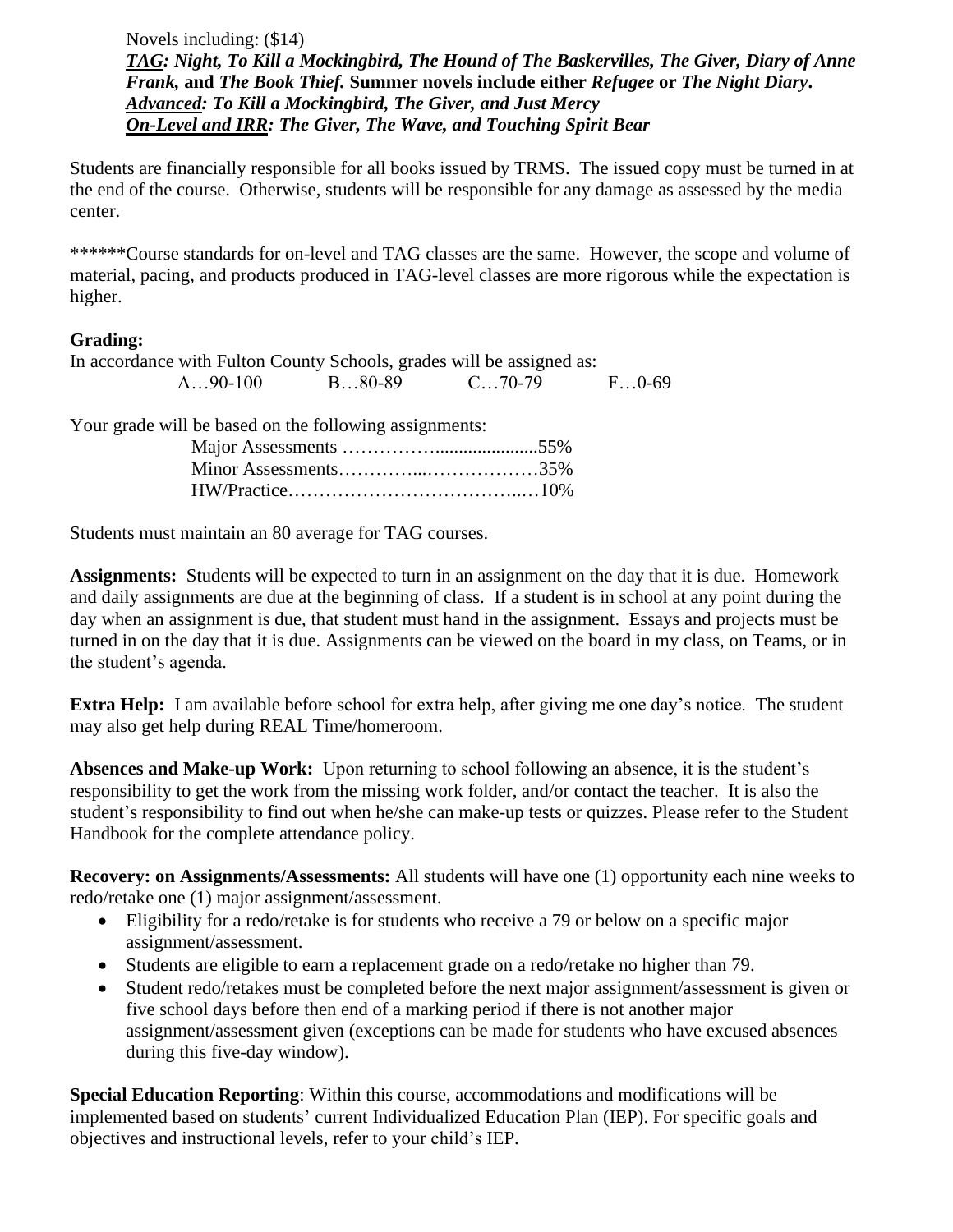Novels including: ($14)
***<u>TAG</u>*: Night, To Kill a Mockingbird, The Hound of The Baskervilles, The Giver, Diary of Anne Frank,** **and** ***The Book Thief.*** **Summer novels include either** ***Refugee*** **or** ***The Night Diary*.**
***<u>Advanced</u>*: To Kill a Mockingbird, The Giver, and Just Mercy**
***<u>On-Level and IRR</u>*: The Giver, The Wave, and Touching Spirit Bear**

Students are financially responsible for all books issued by TRMS. The issued copy must be turned in at the end of the course. Otherwise, students will be responsible for any damage as assessed by the media center.

******Course standards for on-level and TAG classes are the same. However, the scope and volume of material, pacing, and products produced in TAG-level classes are more rigorous while the expectation is higher.

**Grading:**
In accordance with Fulton County Schools, grades will be assigned as:

A…90-100 B…80-89 C…70-79 F…0-69

Your grade will be based on the following assignments:

Major Assessments ……………......................55%
Minor Assessments…………...………………35%
HW/Practice………………………………..…10%

Students must maintain an 80 average for TAG courses.

**Assignments:** Students will be expected to turn in an assignment on the day that it is due. Homework and daily assignments are due at the beginning of class. If a student is in school at any point during the day when an assignment is due, that student must hand in the assignment. Essays and projects must be turned in on the day that it is due. Assignments can be viewed on the board in my class, on Teams, or in the student's agenda.

**Extra Help:** I am available before school for extra help, after giving me one day's notice. The student may also get help during REAL Time/homeroom.

**Absences and Make-up Work:** Upon returning to school following an absence, it is the student's responsibility to get the work from the missing work folder, and/or contact the teacher. It is also the student's responsibility to find out when he/she can make-up tests or quizzes. Please refer to the Student Handbook for the complete attendance policy.

**Recovery: on Assignments/Assessments:** All students will have one (1) opportunity each nine weeks to redo/retake one (1) major assignment/assessment.

- Eligibility for a redo/retake is for students who receive a 79 or below on a specific major assignment/assessment.
- Students are eligible to earn a replacement grade on a redo/retake no higher than 79.
- Student redo/retakes must be completed before the next major assignment/assessment is given or five school days before then end of a marking period if there is not another major assignment/assessment given (exceptions can be made for students who have excused absences during this five-day window).

**Special Education Reporting**: Within this course, accommodations and modifications will be implemented based on students' current Individualized Education Plan (IEP). For specific goals and objectives and instructional levels, refer to your child's IEP.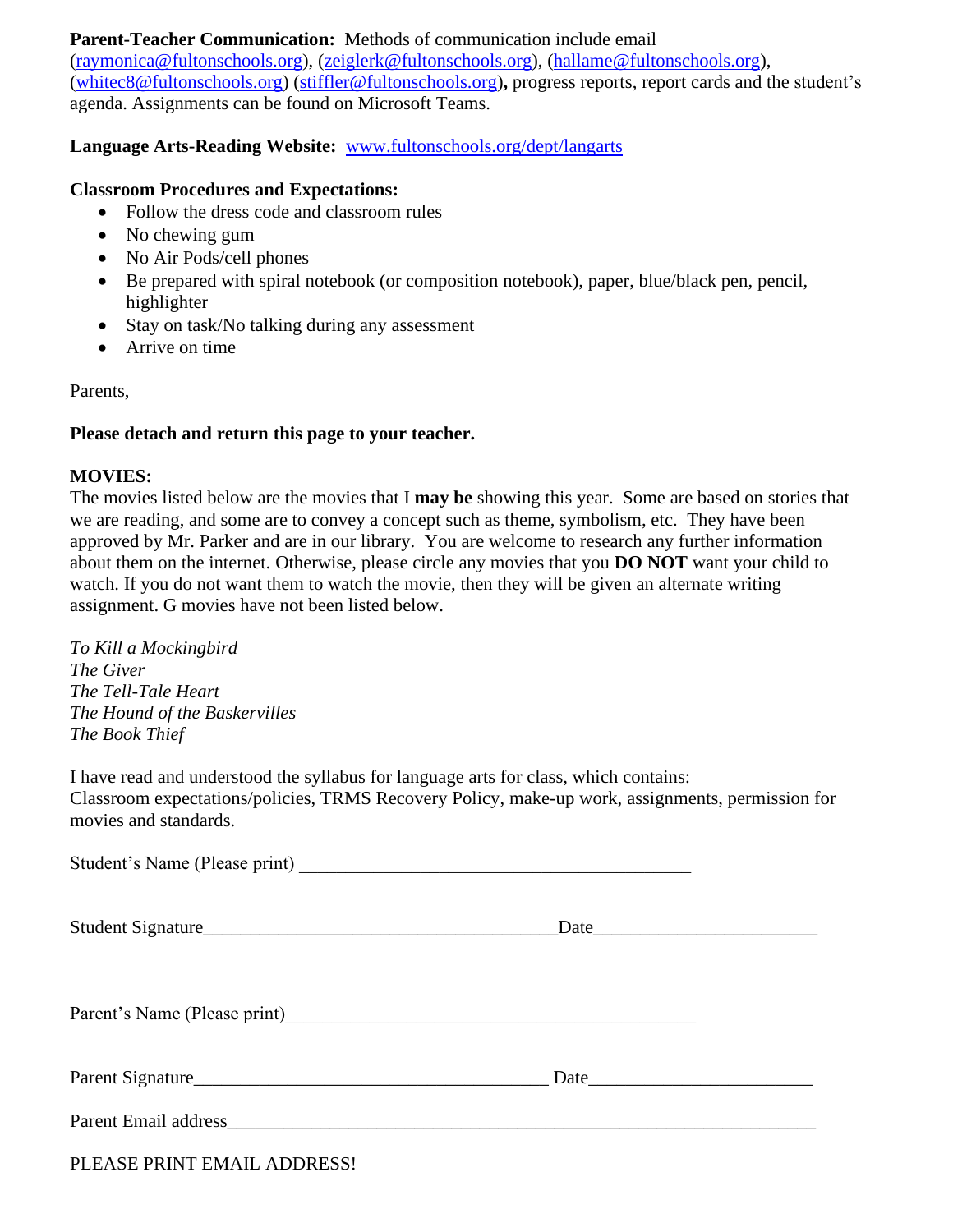**Parent-Teacher Communication:** Methods of communication include email (raymonica@fultonschools.org), (zeiglerk@fultonschools.org), (hallame@fultonschools.org), (whitec8@fultonschools.org) (stiffler@fultonschools.org), progress reports, report cards and the student's agenda. Assignments can be found on Microsoft Teams.

**Language Arts-Reading Website:** www.fultonschools.org/dept/langarts

**Classroom Procedures and Expectations:**

- Follow the dress code and classroom rules
- No chewing gum
- No Air Pods/cell phones
- Be prepared with spiral notebook (or composition notebook), paper, blue/black pen, pencil, highlighter
- Stay on task/No talking during any assessment
- Arrive on time

Parents,

**Please detach and return this page to your teacher.**

**MOVIES:**

The movies listed below are the movies that I **may be** showing this year. Some are based on stories that we are reading, and some are to convey a concept such as theme, symbolism, etc. They have been approved by Mr. Parker and are in our library. You are welcome to research any further information about them on the internet. Otherwise, please circle any movies that you **DO NOT** want your child to watch. If you do not want them to watch the movie, then they will be given an alternate writing assignment. G movies have not been listed below.

*To Kill a Mockingbird*
*The Giver*
*The Tell-Tale Heart*
*The Hound of the Baskervilles*
*The Book Thief*

I have read and understood the syllabus for language arts for class, which contains:
Classroom expectations/policies, TRMS Recovery Policy, make-up work, assignments, permission for movies and standards.

Student's Name (Please print) ___________________________________________

Student Signature_______________________________________Date______________________

Parent's Name (Please print)___________________________________________

Parent Signature_______________________________________ Date______________________

Parent Email address_____________________________________________________________

PLEASE PRINT EMAIL ADDRESS!